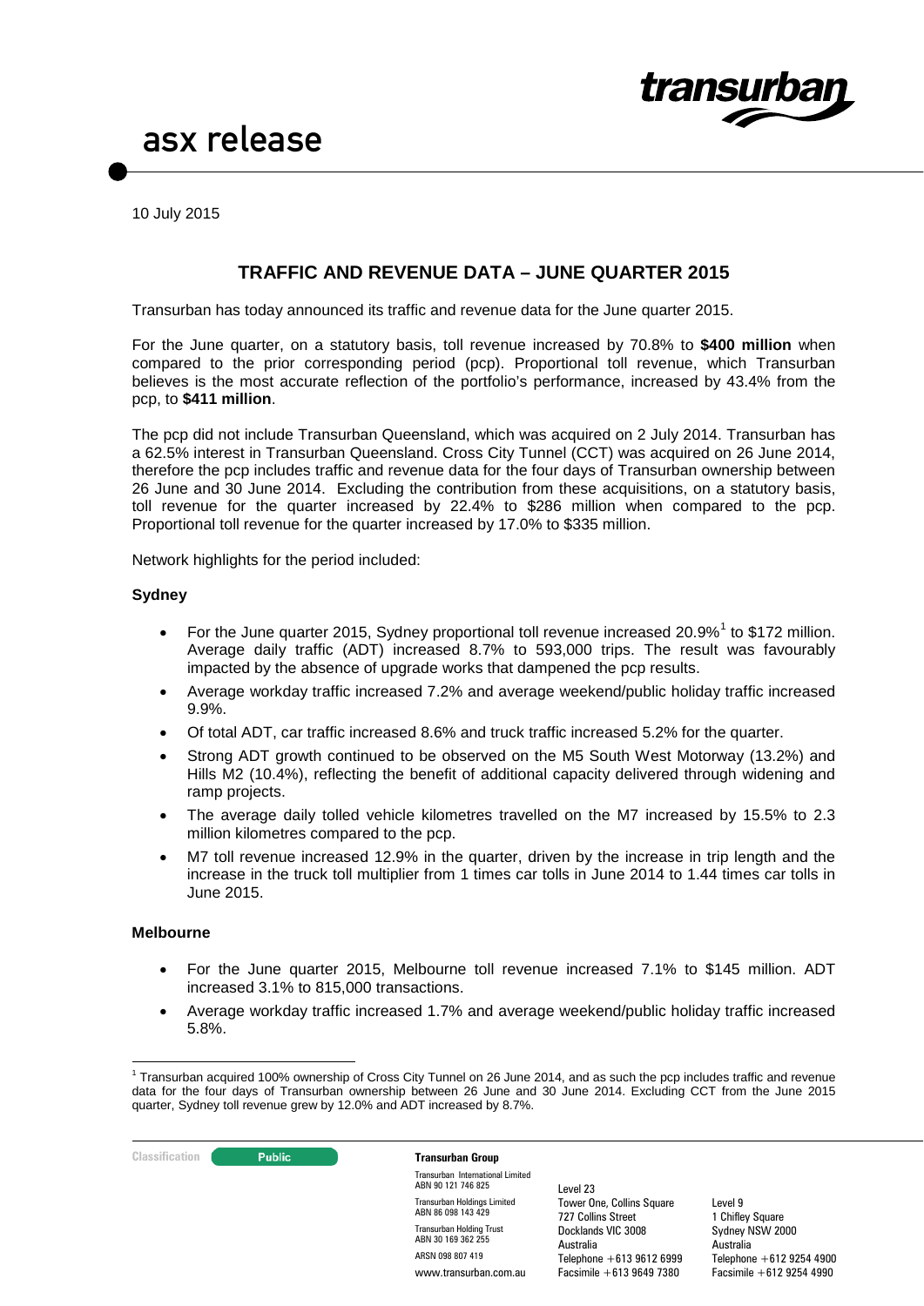asx release

10 July 2015

# TRAFFIC AND REVENUE DATA – JUNE QUARTER 2015

Transurban has today announced its traffic and revenue data for the June quarter 2015.

For the June quarter, on a statutory basis, toll revenue increased by 70.8% to **$400 million** when compared to the prior corresponding period (pcp). Proportional toll revenue, which Transurban believes is the most accurate reflection of the portfolio's performance, increased by 43.4% from the pcp, to **$411 million**.

The pcp did not include Transurban Queensland, which was acquired on 2 July 2014. Transurban has a 62.5% interest in Transurban Queensland. Cross City Tunnel (CCT) was acquired on 26 June 2014, therefore the pcp includes traffic and revenue data for the four days of Transurban ownership between 26 June and 30 June 2014. Excluding the contribution from these acquisitions, on a statutory basis, toll revenue for the quarter increased by 22.4% to $286 million when compared to the pcp. Proportional toll revenue for the quarter increased by 17.0% to $335 million.

Network highlights for the period included:

### Sydney

- For the June quarter 2015, Sydney proportional toll revenue increased 20.9%[1] to $172 million. Average daily traffic (ADT) increased 8.7% to 593,000 trips. The result was favourably impacted by the absence of upgrade works that dampened the pcp results.
- Average workday traffic increased 7.2% and average weekend/public holiday traffic increased 9.9%.
- Of total ADT, car traffic increased 8.6% and truck traffic increased 5.2% for the quarter.
- Strong ADT growth continued to be observed on the M5 South West Motorway (13.2%) and Hills M2 (10.4%), reflecting the benefit of additional capacity delivered through widening and ramp projects.
- The average daily tolled vehicle kilometres travelled on the M7 increased by 15.5% to 2.3 million kilometres compared to the pcp.
- M7 toll revenue increased 12.9% in the quarter, driven by the increase in trip length and the increase in the truck toll multiplier from 1 times car tolls in June 2014 to 1.44 times car tolls in June 2015.

### Melbourne

- For the June quarter 2015, Melbourne toll revenue increased 7.1% to $145 million. ADT increased 3.1% to 815,000 transactions.
- Average workday traffic increased 1.7% and average weekend/public holiday traffic increased 5.8%.

[1] Transurban acquired 100% ownership of Cross City Tunnel on 26 June 2014, and as such the pcp includes traffic and revenue data for the four days of Transurban ownership between 26 June and 30 June 2014. Excluding CCT from the June 2015 quarter, Sydney toll revenue grew by 12.0% and ADT increased by 8.7%.

Classification: Public

**Transurban Group**

Transurban International Limited ABN 90 121 746 825
Transurban Holdings Limited ABN 86 098 143 429
Transurban Holding Trust ABN 30 169 362 255
ARSN 098 807 419
www.transurban.com.au

Level 23
Tower One, Collins Square
727 Collins Street
Docklands VIC 3008
Australia
Telephone +613 9612 6999
Facsimile +613 9649 7380

Level 9
1 Chifley Square
Sydney NSW 2000
Australia
Telephone +612 9254 4900
Facsimile +612 9254 4990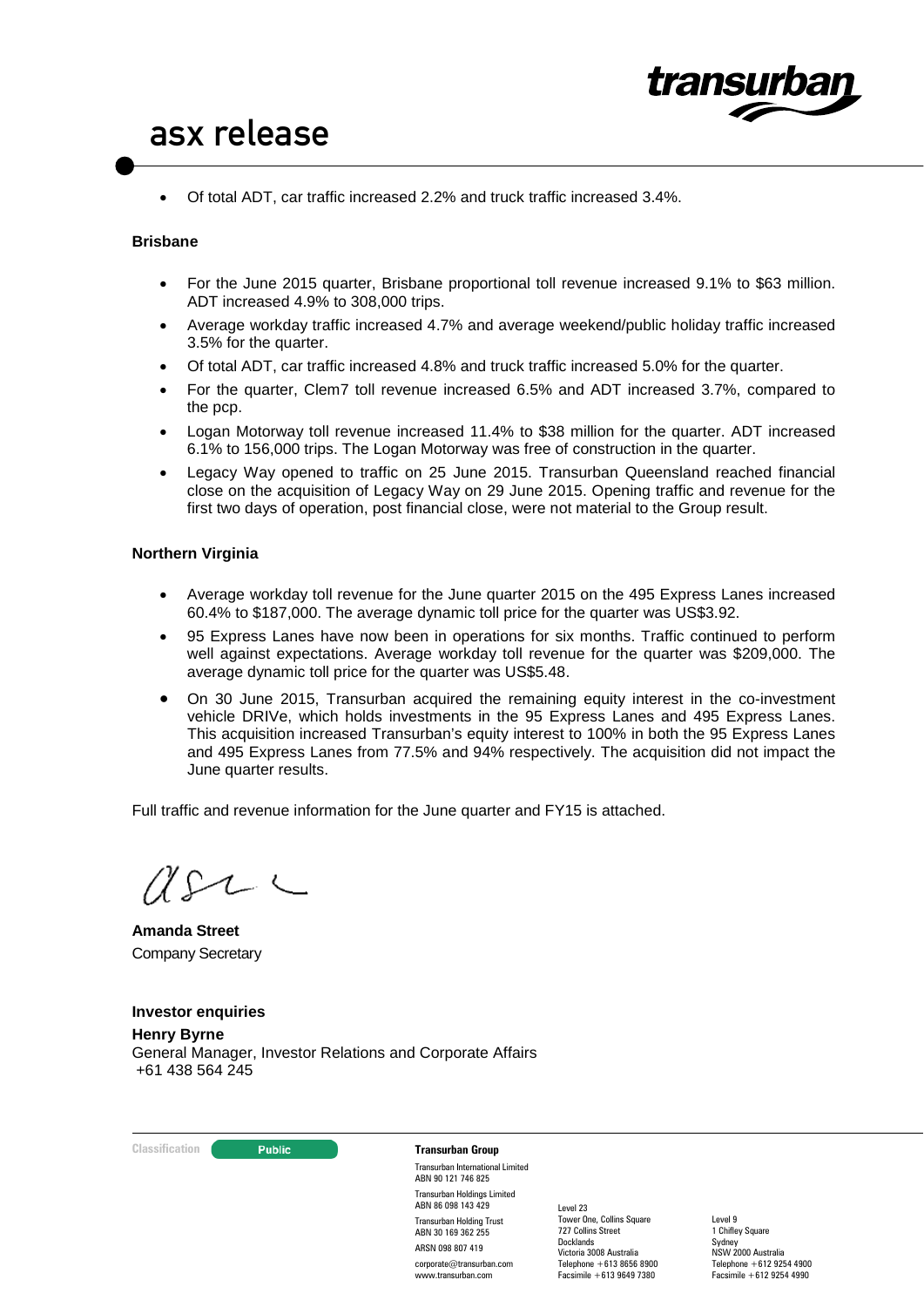- Of total ADT, car traffic increased 2.2% and truck traffic increased 3.4%.

**Brisbane**

- For the June 2015 quarter, Brisbane proportional toll revenue increased 9.1% to $63 million. ADT increased 4.9% to 308,000 trips.
- Average workday traffic increased 4.7% and average weekend/public holiday traffic increased 3.5% for the quarter.
- Of total ADT, car traffic increased 4.8% and truck traffic increased 5.0% for the quarter.
- For the quarter, Clem7 toll revenue increased 6.5% and ADT increased 3.7%, compared to the pcp.
- Logan Motorway toll revenue increased 11.4% to $38 million for the quarter. ADT increased 6.1% to 156,000 trips. The Logan Motorway was free of construction in the quarter.
- Legacy Way opened to traffic on 25 June 2015. Transurban Queensland reached financial close on the acquisition of Legacy Way on 29 June 2015. Opening traffic and revenue for the first two days of operation, post financial close, were not material to the Group result.

**Northern Virginia**

- Average workday toll revenue for the June quarter 2015 on the 495 Express Lanes increased 60.4% to $187,000. The average dynamic toll price for the quarter was US$3.92.
- 95 Express Lanes have now been in operations for six months. Traffic continued to perform well against expectations. Average workday toll revenue for the quarter was $209,000. The average dynamic toll price for the quarter was US$5.48.
- On 30 June 2015, Transurban acquired the remaining equity interest in the co-investment vehicle DRIVe, which holds investments in the 95 Express Lanes and 495 Express Lanes. This acquisition increased Transurban's equity interest to 100% in both the 95 Express Lanes and 495 Express Lanes from 77.5% and 94% respectively. The acquisition did not impact the June quarter results.

Full traffic and revenue information for the June quarter and FY15 is attached.

**Amanda Street**
Company Secretary

**Investor enquiries**

**Henry Byrne**
General Manager, Investor Relations and Corporate Affairs
+61 438 564 245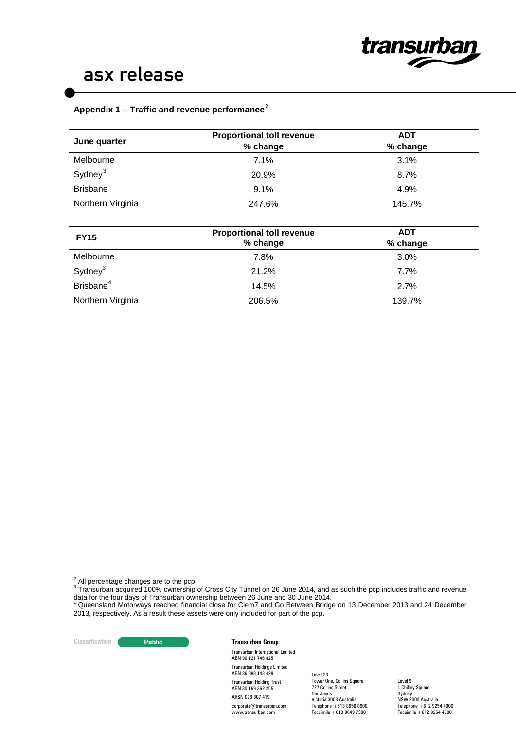## Appendix 1 – Traffic and revenue performance[2]

| June quarter | Proportional toll revenue % change | ADT % change |
|---|---|---|
| Melbourne | 7.1% | 3.1% |
| Sydney[3] | 20.9% | 8.7% |
| Brisbane | 9.1% | 4.9% |
| Northern Virginia | 247.6% | 145.7% |

| FY15 | Proportional toll revenue % change | ADT % change |
|---|---|---|
| Melbourne | 7.8% | 3.0% |
| Sydney[3] | 21.2% | 7.7% |
| Brisbane[4] | 14.5% | 2.7% |
| Northern Virginia | 206.5% | 139.7% |

[2] All percentage changes are to the pcp.

[3] Transurban acquired 100% ownership of Cross City Tunnel on 26 June 2014, and as such the pcp includes traffic and revenue data for the four days of Transurban ownership between 26 June and 30 June 2014.

[4] Queensland Motorways reached financial close for Clem7 and Go Between Bridge on 13 December 2013 and 24 December 2013, respectively. As a result these assets were only included for part of the pcp.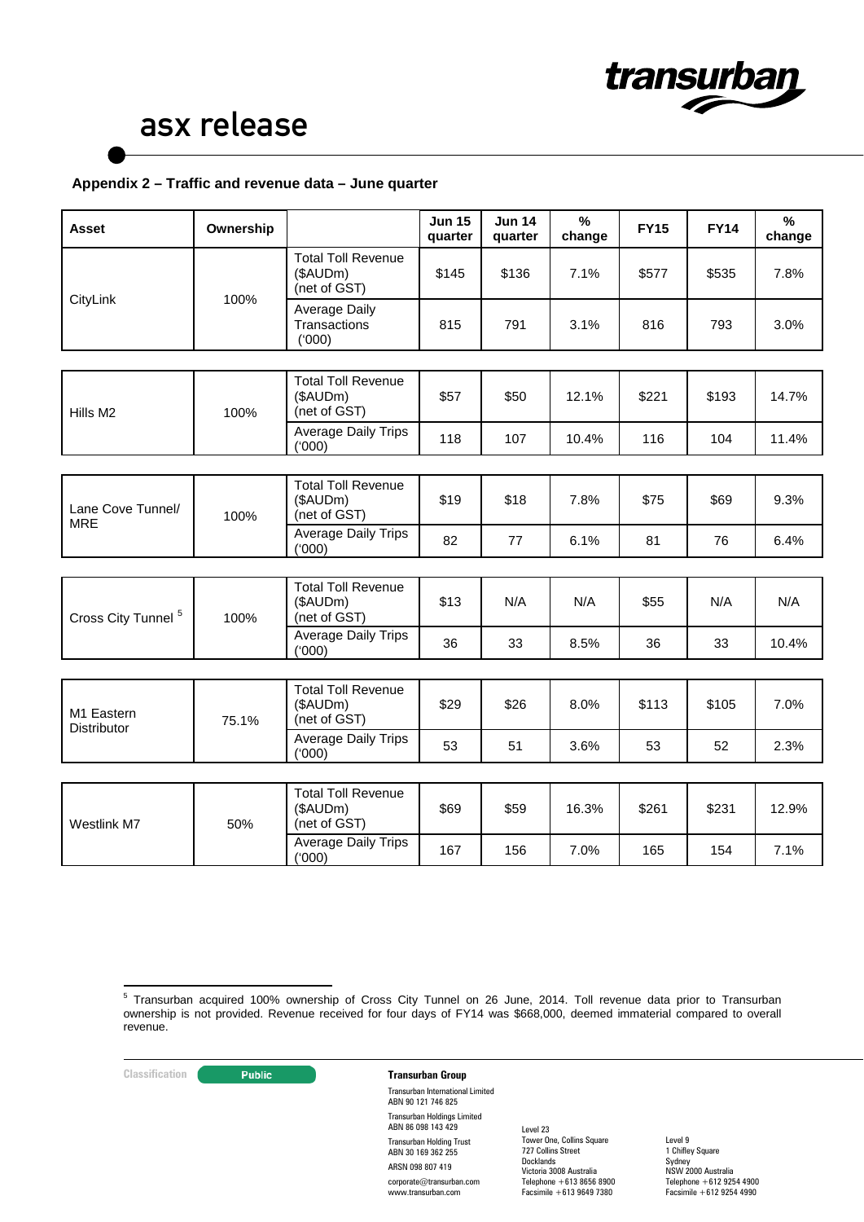## Appendix 2 – Traffic and revenue data – June quarter

| Asset | Ownership | | Jun 15 quarter | Jun 14 quarter | % change | FY15 | FY14 | % change |
|---|---|---|---|---|---|---|---|---|
| CityLink | 100% | Total Toll Revenue ($AUDm) (net of GST) | $145 | $136 | 7.1% | $577 | $535 | 7.8% |
| | | Average Daily Transactions ('000) | 815 | 791 | 3.1% | 816 | 793 | 3.0% |
| Hills M2 | 100% | Total Toll Revenue ($AUDm) (net of GST) | $57 | $50 | 12.1% | $221 | $193 | 14.7% |
| | | Average Daily Trips ('000) | 118 | 107 | 10.4% | 116 | 104 | 11.4% |
| Lane Cove Tunnel/ MRE | 100% | Total Toll Revenue ($AUDm) (net of GST) | $19 | $18 | 7.8% | $75 | $69 | 9.3% |
| | | Average Daily Trips ('000) | 82 | 77 | 6.1% | 81 | 76 | 6.4% |
| Cross City Tunnel [5] | 100% | Total Toll Revenue ($AUDm) (net of GST) | $13 | N/A | N/A | $55 | N/A | N/A |
| | | Average Daily Trips ('000) | 36 | 33 | 8.5% | 36 | 33 | 10.4% |
| M1 Eastern Distributor | 75.1% | Total Toll Revenue ($AUDm) (net of GST) | $29 | $26 | 8.0% | $113 | $105 | 7.0% |
| | | Average Daily Trips ('000) | 53 | 51 | 3.6% | 53 | 52 | 2.3% |
| Westlink M7 | 50% | Total Toll Revenue ($AUDm) (net of GST) | $69 | $59 | 16.3% | $261 | $231 | 12.9% |
| | | Average Daily Trips ('000) | 167 | 156 | 7.0% | 165 | 154 | 7.1% |

[5] Transurban acquired 100% ownership of Cross City Tunnel on 26 June, 2014. Toll revenue data prior to Transurban ownership is not provided. Revenue received for four days of FY14 was $668,000, deemed immaterial compared to overall revenue.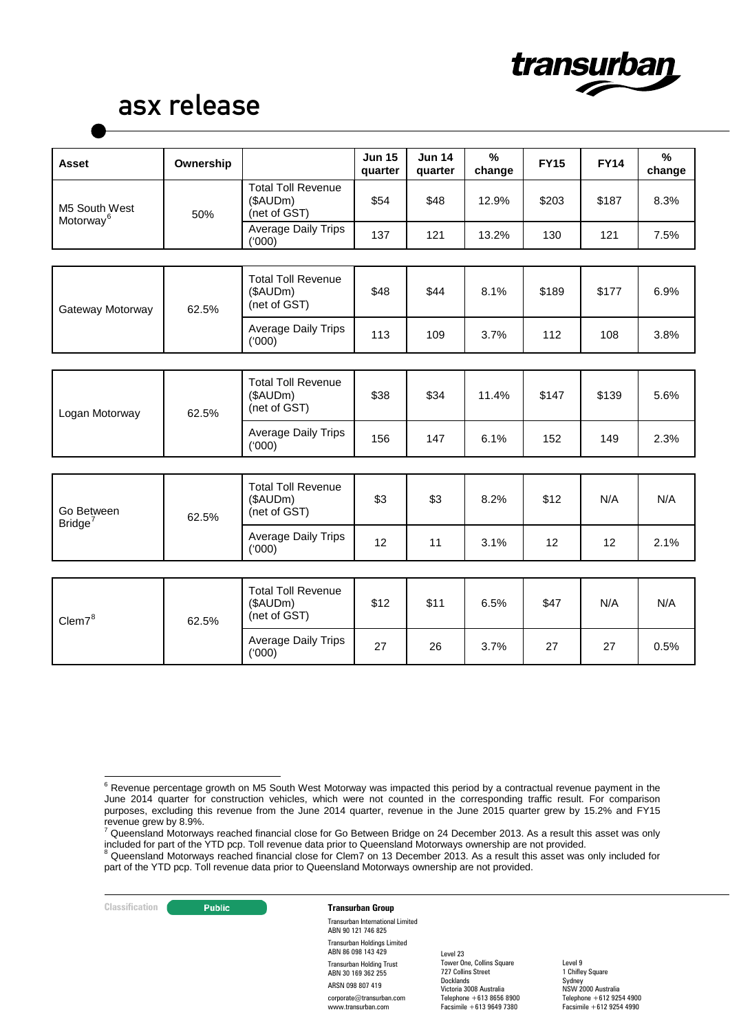| Asset | Ownership | | Jun 15 quarter | Jun 14 quarter | % change | FY15 | FY14 | % change |
|---|---|---|---|---|---|---|---|---|
| M5 South West Motorway[6] | 50% | Total Toll Revenue ($AUDm) (net of GST) | $54 | $48 | 12.9% | $203 | $187 | 8.3% |
| | | Average Daily Trips ('000) | 137 | 121 | 13.2% | 130 | 121 | 7.5% |

| Asset | Ownership | | Jun 15 quarter | Jun 14 quarter | % change | FY15 | FY14 | % change |
|---|---|---|---|---|---|---|---|---|
| Gateway Motorway | 62.5% | Total Toll Revenue ($AUDm) (net of GST) | $48 | $44 | 8.1% | $189 | $177 | 6.9% |
| | | Average Daily Trips ('000) | 113 | 109 | 3.7% | 112 | 108 | 3.8% |

| Asset | Ownership | | Jun 15 quarter | Jun 14 quarter | % change | FY15 | FY14 | % change |
|---|---|---|---|---|---|---|---|---|
| Logan Motorway | 62.5% | Total Toll Revenue ($AUDm) (net of GST) | $38 | $34 | 11.4% | $147 | $139 | 5.6% |
| | | Average Daily Trips ('000) | 156 | 147 | 6.1% | 152 | 149 | 2.3% |

| Asset | Ownership | | Jun 15 quarter | Jun 14 quarter | % change | FY15 | FY14 | % change |
|---|---|---|---|---|---|---|---|---|
| Go Between Bridge[7] | 62.5% | Total Toll Revenue ($AUDm) (net of GST) | $3 | $3 | 8.2% | $12 | N/A | N/A |
| | | Average Daily Trips ('000) | 12 | 11 | 3.1% | 12 | 12 | 2.1% |

| Asset | Ownership | | Jun 15 quarter | Jun 14 quarter | % change | FY15 | FY14 | % change |
|---|---|---|---|---|---|---|---|---|
| Clem7[8] | 62.5% | Total Toll Revenue ($AUDm) (net of GST) | $12 | $11 | 6.5% | $47 | N/A | N/A |
| | | Average Daily Trips ('000) | 27 | 26 | 3.7% | 27 | 27 | 0.5% |

[6] Revenue percentage growth on M5 South West Motorway was impacted this period by a contractual revenue payment in the June 2014 quarter for construction vehicles, which were not counted in the corresponding traffic result. For comparison purposes, excluding this revenue from the June 2014 quarter, revenue in the June 2015 quarter grew by 15.2% and FY15 revenue grew by 8.9%.

[7] Queensland Motorways reached financial close for Go Between Bridge on 24 December 2013. As a result this asset was only included for part of the YTD pcp. Toll revenue data prior to Queensland Motorways ownership are not provided.

[8] Queensland Motorways reached financial close for Clem7 on 13 December 2013. As a result this asset was only included for part of the YTD pcp. Toll revenue data prior to Queensland Motorways ownership are not provided.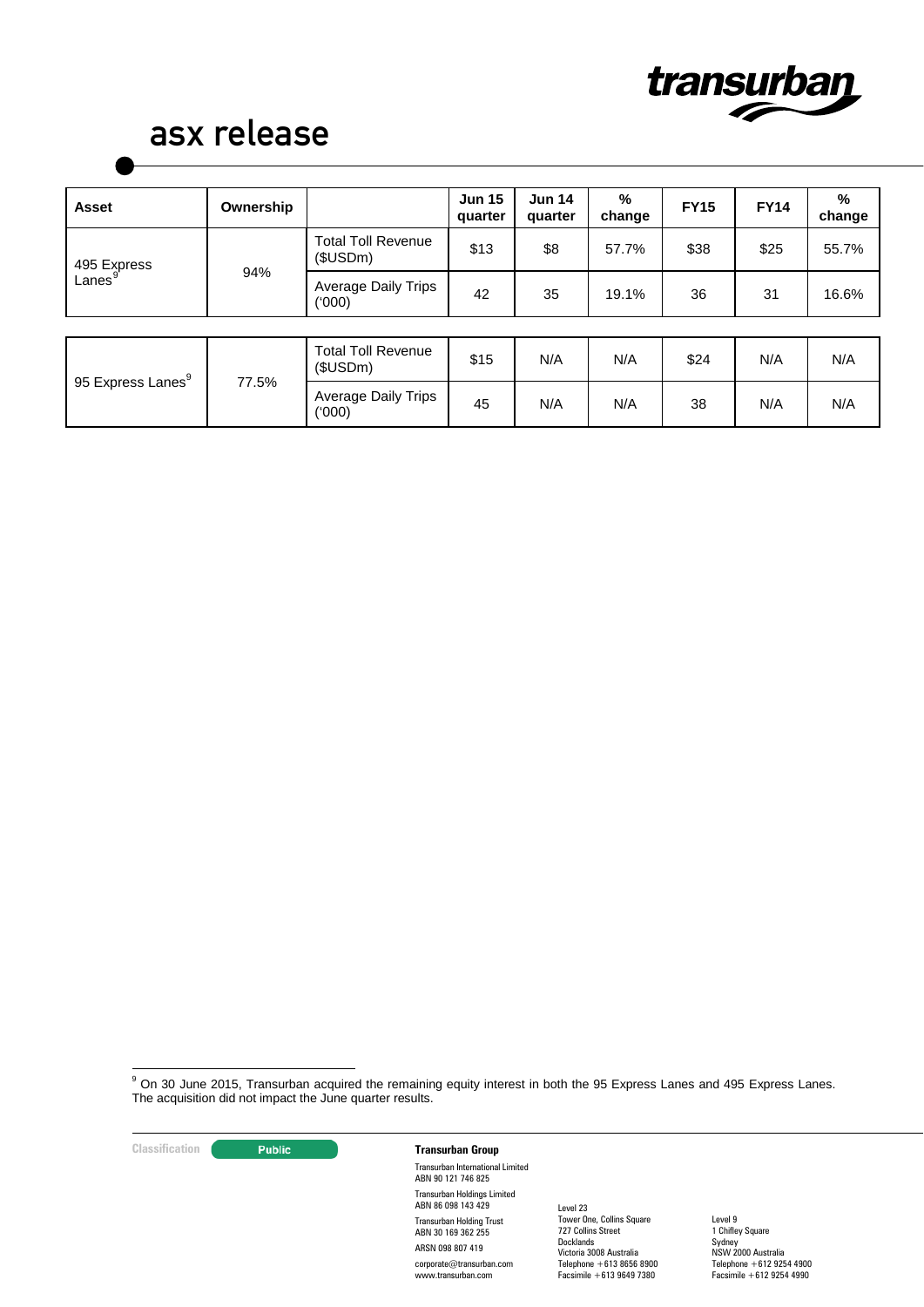| Asset | Ownership | | Jun 15 quarter | Jun 14 quarter | % change | FY15 | FY14 | % change |
|---|---|---|---|---|---|---|---|---|
| 495 Express Lanes[9] | 94% | Total Toll Revenue ($USDm) | $13 | $8 | 57.7% | $38 | $25 | 55.7% |
| | | Average Daily Trips ('000) | 42 | 35 | 19.1% | 36 | 31 | 16.6% |
| 95 Express Lanes[9] | 77.5% | Total Toll Revenue ($USDm) | $15 | N/A | N/A | $24 | N/A | N/A |
| | | Average Daily Trips ('000) | 45 | N/A | N/A | 38 | N/A | N/A |

[9] On 30 June 2015, Transurban acquired the remaining equity interest in both the 95 Express Lanes and 495 Express Lanes. The acquisition did not impact the June quarter results.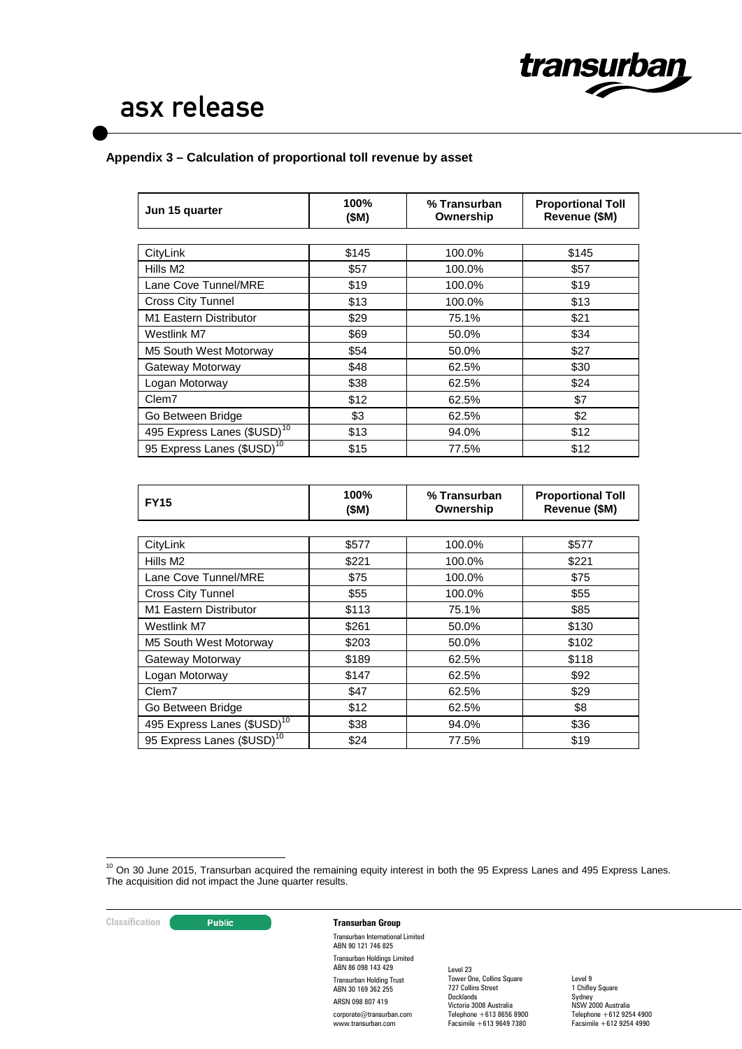## Appendix 3 – Calculation of proportional toll revenue by asset

| Jun 15 quarter | 100% ($M) | % Transurban Ownership | Proportional Toll Revenue ($M) |
|---|---|---|---|
| CityLink | $145 | 100.0% | $145 |
| Hills M2 | $57 | 100.0% | $57 |
| Lane Cove Tunnel/MRE | $19 | 100.0% | $19 |
| Cross City Tunnel | $13 | 100.0% | $13 |
| M1 Eastern Distributor | $29 | 75.1% | $21 |
| Westlink M7 | $69 | 50.0% | $34 |
| M5 South West Motorway | $54 | 50.0% | $27 |
| Gateway Motorway | $48 | 62.5% | $30 |
| Logan Motorway | $38 | 62.5% | $24 |
| Clem7 | $12 | 62.5% | $7 |
| Go Between Bridge | $3 | 62.5% | $2 |
| 495 Express Lanes ($USD)[10] | $13 | 94.0% | $12 |
| 95 Express Lanes ($USD)[10] | $15 | 77.5% | $12 |

| FY15 | 100% ($M) | % Transurban Ownership | Proportional Toll Revenue ($M) |
|---|---|---|---|
| CityLink | $577 | 100.0% | $577 |
| Hills M2 | $221 | 100.0% | $221 |
| Lane Cove Tunnel/MRE | $75 | 100.0% | $75 |
| Cross City Tunnel | $55 | 100.0% | $55 |
| M1 Eastern Distributor | $113 | 75.1% | $85 |
| Westlink M7 | $261 | 50.0% | $130 |
| M5 South West Motorway | $203 | 50.0% | $102 |
| Gateway Motorway | $189 | 62.5% | $118 |
| Logan Motorway | $147 | 62.5% | $92 |
| Clem7 | $47 | 62.5% | $29 |
| Go Between Bridge | $12 | 62.5% | $8 |
| 495 Express Lanes ($USD)[10] | $38 | 94.0% | $36 |
| 95 Express Lanes ($USD)[10] | $24 | 77.5% | $19 |

[10] On 30 June 2015, Transurban acquired the remaining equity interest in both the 95 Express Lanes and 495 Express Lanes. The acquisition did not impact the June quarter results.